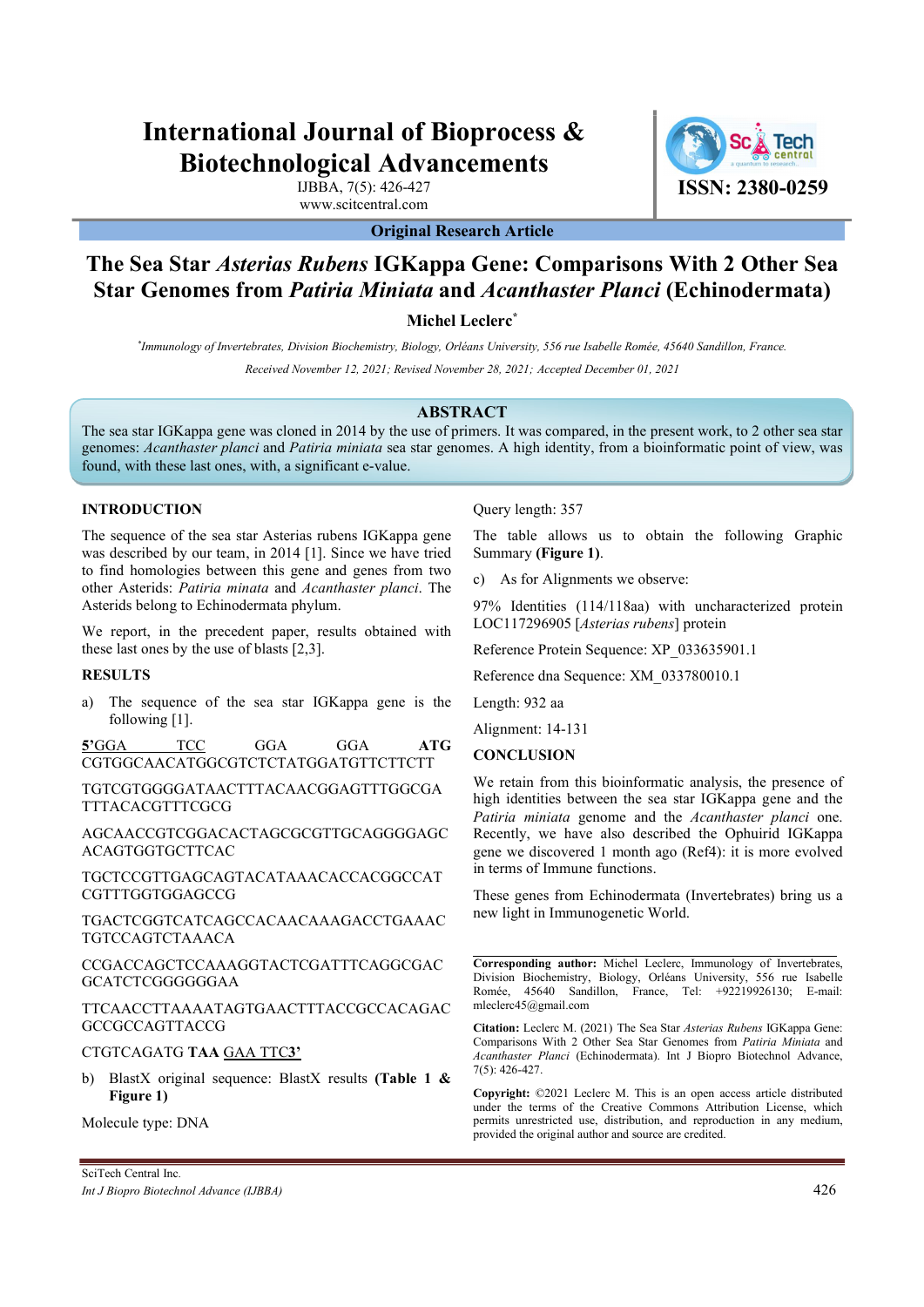# International Journal of Bioprocess & Biotechnological Advancements

IJBBA, 7(5): 426-427
www.scitcentral.com

**ISSN: 2380-0259**

**Original Research Article**

# The Sea Star *Asterias Rubens* IGKappa Gene: Comparisons With 2 Other Sea Star Genomes from *Patiria Miniata* and *Acanthaster Planci* (Echinodermata)

**Michel Leclerc***

*Immunology of Invertebrates, Division Biochemistry, Biology, Orléans University, 556 rue Isabelle Romée, 45640 Sandillon, France.*

*Received November 12, 2021; Revised November 28, 2021; Accepted December 01, 2021*

## ABSTRACT

The sea star IGKappa gene was cloned in 2014 by the use of primers. It was compared, in the present work, to 2 other sea star genomes: *Acanthaster planci* and *Patiria miniata* sea star genomes. A high identity, from a bioinformatic point of view, was found, with these last ones, with, a significant e-value.

## INTRODUCTION

The sequence of the sea star Asterias rubens IGKappa gene was described by our team, in 2014 [1]. Since we have tried to find homologies between this gene and genes from two other Asterids: *Patiria minata* and *Acanthaster planci*. The Asterids belong to Echinodermata phylum.

We report, in the precedent paper, results obtained with these last ones by the use of blasts [2,3].

## RESULTS

a) The sequence of the sea star IGKappa gene is the following [1].

**5'**GGA TCC GGA GGA **ATG** CGTGGCAACATGGCGTCTCTATGGATGTTCTTCTT

TGTCGTGGGGATAACTTTACAACGGAGTTTGGCGA TTTACACGTTTCGCG

AGCAACCGTCGGACACTAGCGCGTTGCAGGGGAGC ACAGTGGTGCTTCAC

TGCTCCGTTGAGCAGTACATAAACACCACGGCCAT CGTTTGGTGGAGCCG

TGACTCGGTCATCAGCCACAACAAAGACCTGAAAC TGTCCAGTCTAAACA

CCGACCAGCTCCAAAGGTACTCGATTTCAGGCGAC GCATCTCGGGGGGAA

TTCAACCTTAAAATAGTGAACTTTACCGCCACAGAC GCCGCCAGTTACCG

CTGTCAGATG **TAA** GAA TTC**3'**

b) BlastX original sequence: BlastX results **(Table 1 & Figure 1)**

Molecule type: DNA

Query length: 357

The table allows us to obtain the following Graphic Summary **(Figure 1)**.

c) As for Alignments we observe:

97% Identities (114/118aa) with uncharacterized protein LOC117296905 [*Asterias rubens*] protein

Reference Protein Sequence: XP_033635901.1

Reference dna Sequence: XM_033780010.1

Length: 932 aa

Alignment: 14-131

## CONCLUSION

We retain from this bioinformatic analysis, the presence of high identities between the sea star IGKappa gene and the *Patiria miniata* genome and the *Acanthaster planci* one. Recently, we have also described the Ophuirid IGKappa gene we discovered 1 month ago (Ref4): it is more evolved in terms of Immune functions.

These genes from Echinodermata (Invertebrates) bring us a new light in Immunogenetic World.

---

**Corresponding author:** Michel Leclerc, Immunology of Invertebrates, Division Biochemistry, Biology, Orléans University, 556 rue Isabelle Romée, 45640 Sandillon, France, Tel: +92219926130; E-mail: mleclerc45@gmail.com

**Citation:** Leclerc M. (2021) The Sea Star *Asterias Rubens* IGKappa Gene: Comparisons With 2 Other Sea Star Genomes from *Patiria Miniata* and *Acanthaster Planci* (Echinodermata). Int J Biopro Biotechnol Advance, 7(5): 426-427.

**Copyright:** ©2021 Leclerc M. This is an open access article distributed under the terms of the Creative Commons Attribution License, which permits unrestricted use, distribution, and reproduction in any medium, provided the original author and source are credited.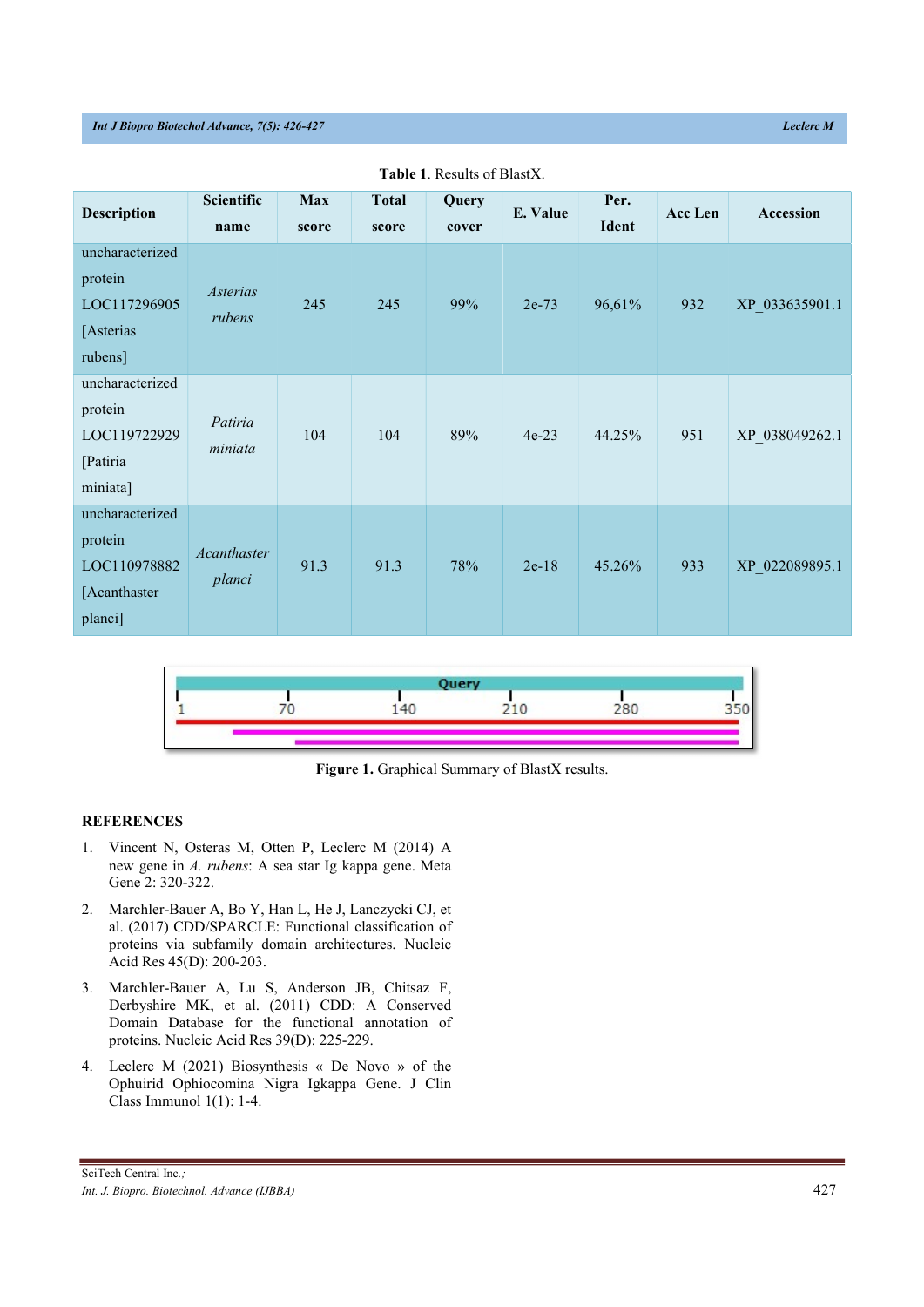**Table 1**. Results of BlastX.

| Description | Scientific name | Max score | Total score | Query cover | E. Value | Per. Ident | Acc Len | Accession |
|---|---|---|---|---|---|---|---|---|
| uncharacterized protein LOC117296905 [Asterias rubens] | *Asterias rubens* | 245 | 245 | 99% | 2e-73 | 96,61% | 932 | XP_033635901.1 |
| uncharacterized protein LOC119722929 [Patiria miniata] | *Patiria miniata* | 104 | 104 | 89% | 4e-23 | 44.25% | 951 | XP_038049262.1 |
| uncharacterized protein LOC110978882 [Acanthaster planci] | *Acanthaster planci* | 91.3 | 91.3 | 78% | 2e-18 | 45.26% | 933 | XP_022089895.1 |

Query

1
70
140
210
280
350

**Figure 1.** Graphical Summary of BlastX results.

## REFERENCES

1. Vincent N, Osteras M, Otten P, Leclerc M (2014) A new gene in *A. rubens*: A sea star Ig kappa gene. Meta Gene 2: 320-322.
2. Marchler-Bauer A, Bo Y, Han L, He J, Lanczycki CJ, et al. (2017) CDD/SPARCLE: Functional classification of proteins via subfamily domain architectures. Nucleic Acid Res 45(D): 200-203.
3. Marchler-Bauer A, Lu S, Anderson JB, Chitsaz F, Derbyshire MK, et al. (2011) CDD: A Conserved Domain Database for the functional annotation of proteins. Nucleic Acid Res 39(D): 225-229.
4. Leclerc M (2021) Biosynthesis « De Novo » of the Ophuirid Ophiocomina Nigra Igkappa Gene. J Clin Class Immunol 1(1): 1-4.